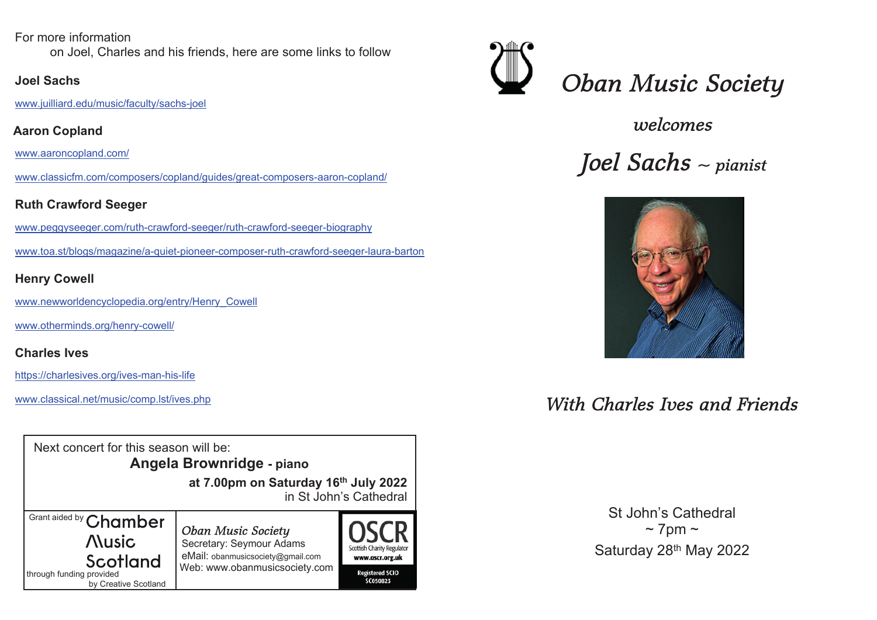For more information on Joel, Charles and his friends, here are some links to follow

**Joel Sachs**

www.juilliard.edu/music/faculty/sachs-joel

**Aaron Copland**

www.aaroncopland.com/

www.classicfm.com/composers/copland/guides/great-composers-aaron-copland/

**Ruth Crawford Seeger**

www.peggyseeger.com/ruth-crawford-seeger/ruth-crawford-seeger-biography

www.toa.st/blogs/magazine/a-quiet-pioneer-composer-ruth-crawford-seeger-laura-barton

**Henry Cowell**

www.newworldencyclopedia.org/entry/Henry_Cowell

www.otherminds.org/henry-cowell/

**Charles Ives**

https://charlesives.org/ives-man-his-life

www.classical.net/music/comp.lst/ives.php

Next concert for this season will be:

**Angela Brownridge - piano**

**at 7.00pm on Saturday 16th July 2022**
in St John's Cathedral

Grant aided by Chamber Music Scotland through funding provided by Creative Scotland

*Oban Music Society*
Secretary: Seymour Adams
eMail: obanmusicsociety@gmail.com
Web: www.obanmusicsociety.com

OSCR Scottish Charity Regulator www.oscr.org.uk
Registered SCIO SC050823

# *Oban Music Society*

*welcomes*

## *Joel Sachs ~ pianist*

### *With Charles Ives and Friends*

St John's Cathedral
~ 7pm ~
Saturday 28th May 2022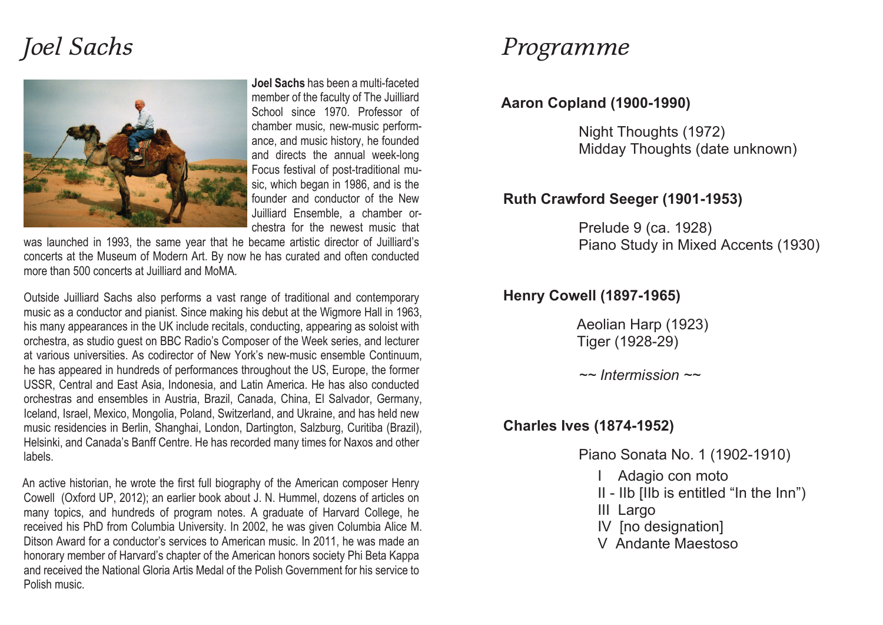# *Joel Sachs*

**Joel Sachs** has been a multi-faceted member of the faculty of The Juilliard School since 1970. Professor of chamber music, new-music performance, and music history, he founded and directs the annual week-long Focus festival of post-traditional music, which began in 1986, and is the founder and conductor of the New Juilliard Ensemble, a chamber orchestra for the newest music that was launched in 1993, the same year that he became artistic director of Juilliard's concerts at the Museum of Modern Art. By now he has curated and often conducted more than 500 concerts at Juilliard and MoMA.

Outside Juilliard Sachs also performs a vast range of traditional and contemporary music as a conductor and pianist. Since making his debut at the Wigmore Hall in 1963, his many appearances in the UK include recitals, conducting, appearing as soloist with orchestra, as studio guest on BBC Radio's Composer of the Week series, and lecturer at various universities. As codirector of New York's new-music ensemble Continuum, he has appeared in hundreds of performances throughout the US, Europe, the former USSR, Central and East Asia, Indonesia, and Latin America. He has also conducted orchestras and ensembles in Austria, Brazil, Canada, China, El Salvador, Germany, Iceland, Israel, Mexico, Mongolia, Poland, Switzerland, and Ukraine, and has held new music residencies in Berlin, Shanghai, London, Dartington, Salzburg, Curitiba (Brazil), Helsinki, and Canada's Banff Centre. He has recorded many times for Naxos and other labels.

An active historian, he wrote the first full biography of the American composer Henry Cowell (Oxford UP, 2012); an earlier book about J. N. Hummel, dozens of articles on many topics, and hundreds of program notes. A graduate of Harvard College, he received his PhD from Columbia University. In 2002, he was given Columbia Alice M. Ditson Award for a conductor's services to American music. In 2011, he was made an honorary member of Harvard's chapter of the American honors society Phi Beta Kappa and received the National Gloria Artis Medal of the Polish Government for his service to Polish music.

# *Programme*

**Aaron Copland (1900-1990)**

Night Thoughts (1972)
Midday Thoughts (date unknown)

**Ruth Crawford Seeger (1901-1953)**

Prelude 9 (ca. 1928)
Piano Study in Mixed Accents (1930)

**Henry Cowell (1897-1965)**

Aeolian Harp (1923)
Tiger (1928-29)

*~~ Intermission ~~*

**Charles Ives (1874-1952)**

Piano Sonata No. 1 (1902-1910)

I Adagio con moto
II - IIb [IIb is entitled "In the Inn")
III Largo
IV [no designation]
V Andante Maestoso